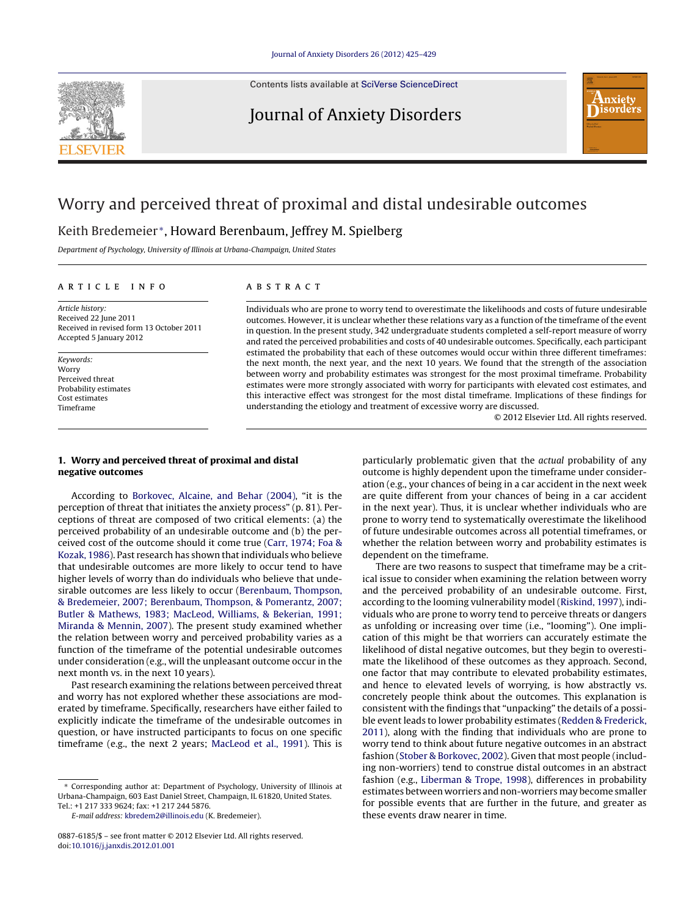# Worry and perceived threat of proximal and distal undesirable outcomes

Keith Bredemeier*, Howard Berenbaum, Jeffrey M. Spielberg

*Department of Psychology, University of Illinois at Urbana-Champaign, United States*

## ARTICLE INFO

*Article history:*
Received 22 June 2011
Received in revised form 13 October 2011
Accepted 5 January 2012

*Keywords:*
Worry
Perceived threat
Probability estimates
Cost estimates
Timeframe

## ABSTRACT

Individuals who are prone to worry tend to overestimate the likelihoods and costs of future undesirable outcomes. However, it is unclear whether these relations vary as a function of the timeframe of the event in question. In the present study, 342 undergraduate students completed a self-report measure of worry and rated the perceived probabilities and costs of 40 undesirable outcomes. Specifically, each participant estimated the probability that each of these outcomes would occur within three different timeframes: the next month, the next year, and the next 10 years. We found that the strength of the association between worry and probability estimates was strongest for the most proximal timeframe. Probability estimates were more strongly associated with worry for participants with elevated cost estimates, and this interactive effect was strongest for the most distal timeframe. Implications of these findings for understanding the etiology and treatment of excessive worry are discussed.

© 2012 Elsevier Ltd. All rights reserved.

## 1. Worry and perceived threat of proximal and distal negative outcomes

According to Borkovec, Alcaine, and Behar (2004), "it is the perception of threat that initiates the anxiety process" (p. 81). Perceptions of threat are composed of two critical elements: (a) the perceived probability of an undesirable outcome and (b) the perceived cost of the outcome should it come true (Carr, 1974; Foa & Kozak, 1986). Past research has shown that individuals who believe that undesirable outcomes are more likely to occur tend to have higher levels of worry than do individuals who believe that undesirable outcomes are less likely to occur (Berenbaum, Thompson, & Bredemeier, 2007; Berenbaum, Thompson, & Pomerantz, 2007; Butler & Mathews, 1983; MacLeod, Williams, & Bekerian, 1991; Miranda & Mennin, 2007). The present study examined whether the relation between worry and perceived probability varies as a function of the timeframe of the potential undesirable outcomes under consideration (e.g., will the unpleasant outcome occur in the next month vs. in the next 10 years).

Past research examining the relations between perceived threat and worry has not explored whether these associations are moderated by timeframe. Specifically, researchers have either failed to explicitly indicate the timeframe of the undesirable outcomes in question, or have instructed participants to focus on one specific timeframe (e.g., the next 2 years; MacLeod et al., 1991). This is particularly problematic given that the *actual* probability of any outcome is highly dependent upon the timeframe under consideration (e.g., your chances of being in a car accident in the next week are quite different from your chances of being in a car accident in the next year). Thus, it is unclear whether individuals who are prone to worry tend to systematically overestimate the likelihood of future undesirable outcomes across all potential timeframes, or whether the relation between worry and probability estimates is dependent on the timeframe.

There are two reasons to suspect that timeframe may be a critical issue to consider when examining the relation between worry and the perceived probability of an undesirable outcome. First, according to the looming vulnerability model (Riskind, 1997), individuals who are prone to worry tend to perceive threats or dangers as unfolding or increasing over time (i.e., "looming"). One implication of this might be that worriers can accurately estimate the likelihood of distal negative outcomes, but they begin to overestimate the likelihood of these outcomes as they approach. Second, one factor that may contribute to elevated probability estimates, and hence to elevated levels of worrying, is how abstractly vs. concretely people think about the outcomes. This explanation is consistent with the findings that "unpacking" the details of a possible event leads to lower probability estimates (Redden & Frederick, 2011), along with the finding that individuals who are prone to worry tend to think about future negative outcomes in an abstract fashion (Stober & Borkovec, 2002). Given that most people (including non-worriers) tend to construe distal outcomes in an abstract fashion (e.g., Liberman & Trope, 1998), differences in probability estimates between worriers and non-worriers may become smaller for possible events that are further in the future, and greater as these events draw nearer in time.

---

* Corresponding author at: Department of Psychology, University of Illinois at Urbana-Champaign, 603 East Daniel Street, Champaign, IL 61820, United States. Tel.: +1 217 333 9624; fax: +1 217 244 5876.

*E-mail address:* kbredem2@illinois.edu (K. Bredemeier).

0887-6185/$ – see front matter © 2012 Elsevier Ltd. All rights reserved.
doi:10.1016/j.janxdis.2012.01.001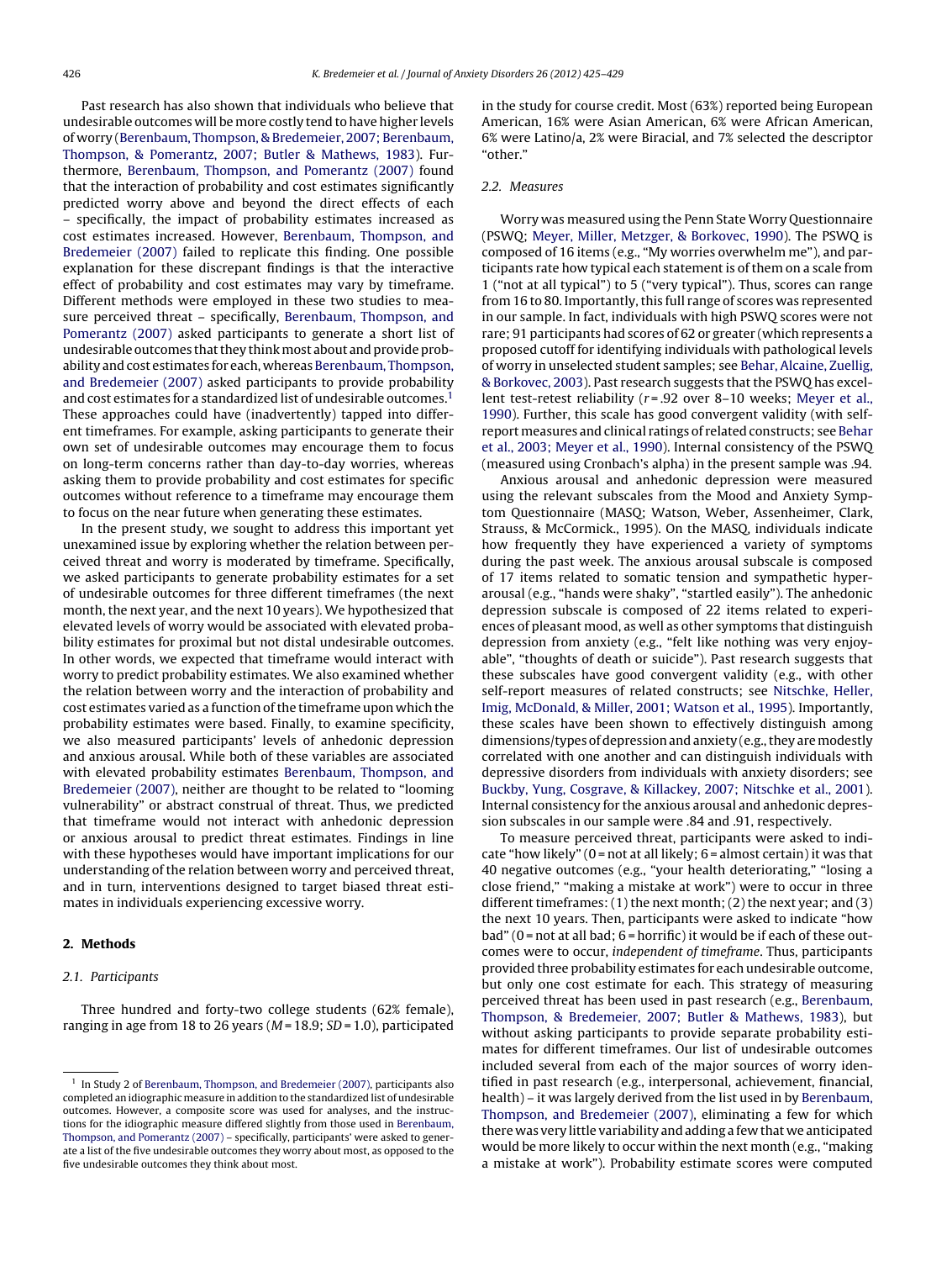Past research has also shown that individuals who believe that undesirable outcomes will be more costly tend to have higher levels of worry (Berenbaum, Thompson, & Bredemeier, 2007; Berenbaum, Thompson, & Pomerantz, 2007; Butler & Mathews, 1983). Furthermore, Berenbaum, Thompson, and Pomerantz (2007) found that the interaction of probability and cost estimates significantly predicted worry above and beyond the direct effects of each – specifically, the impact of probability estimates increased as cost estimates increased. However, Berenbaum, Thompson, and Bredemeier (2007) failed to replicate this finding. One possible explanation for these discrepant findings is that the interactive effect of probability and cost estimates may vary by timeframe. Different methods were employed in these two studies to measure perceived threat – specifically, Berenbaum, Thompson, and Pomerantz (2007) asked participants to generate a short list of undesirable outcomes that they think most about and provide probability and cost estimates for each, whereas Berenbaum, Thompson, and Bredemeier (2007) asked participants to provide probability and cost estimates for a standardized list of undesirable outcomes.[1] These approaches could have (inadvertently) tapped into different timeframes. For example, asking participants to generate their own set of undesirable outcomes may encourage them to focus on long-term concerns rather than day-to-day worries, whereas asking them to provide probability and cost estimates for specific outcomes without reference to a timeframe may encourage them to focus on the near future when generating these estimates.

In the present study, we sought to address this important yet unexamined issue by exploring whether the relation between perceived threat and worry is moderated by timeframe. Specifically, we asked participants to generate probability estimates for a set of undesirable outcomes for three different timeframes (the next month, the next year, and the next 10 years). We hypothesized that elevated levels of worry would be associated with elevated probability estimates for proximal but not distal undesirable outcomes. In other words, we expected that timeframe would interact with worry to predict probability estimates. We also examined whether the relation between worry and the interaction of probability and cost estimates varied as a function of the timeframe upon which the probability estimates were based. Finally, to examine specificity, we also measured participants' levels of anhedonic depression and anxious arousal. While both of these variables are associated with elevated probability estimates Berenbaum, Thompson, and Bredemeier (2007), neither are thought to be related to "looming vulnerability" or abstract construal of threat. Thus, we predicted that timeframe would not interact with anhedonic depression or anxious arousal to predict threat estimates. Findings in line with these hypotheses would have important implications for our understanding of the relation between worry and perceived threat, and in turn, interventions designed to target biased threat estimates in individuals experiencing excessive worry.

## 2. Methods

### 2.1. Participants

Three hundred and forty-two college students (62% female), ranging in age from 18 to 26 years ($M = 18.9$; $SD = 1.0$), participated in the study for course credit. Most (63%) reported being European American, 16% were Asian American, 6% were African American, 6% were Latino/a, 2% were Biracial, and 7% selected the descriptor "other."

### 2.2. Measures

Worry was measured using the Penn State Worry Questionnaire (PSWQ; Meyer, Miller, Metzger, & Borkovec, 1990). The PSWQ is composed of 16 items (e.g., "My worries overwhelm me"), and participants rate how typical each statement is of them on a scale from 1 ("not at all typical") to 5 ("very typical"). Thus, scores can range from 16 to 80. Importantly, this full range of scores was represented in our sample. In fact, individuals with high PSWQ scores were not rare; 91 participants had scores of 62 or greater (which represents a proposed cutoff for identifying individuals with pathological levels of worry in unselected student samples; see Behar, Alcaine, Zuellig, & Borkovec, 2003). Past research suggests that the PSWQ has excellent test-retest reliability ($r = .92$ over 8–10 weeks; Meyer et al., 1990). Further, this scale has good convergent validity (with self-report measures and clinical ratings of related constructs; see Behar et al., 2003; Meyer et al., 1990). Internal consistency of the PSWQ (measured using Cronbach's alpha) in the present sample was .94.

Anxious arousal and anhedonic depression were measured using the relevant subscales from the Mood and Anxiety Symptom Questionnaire (MASQ; Watson, Weber, Assenheimer, Clark, Strauss, & McCormick., 1995). On the MASQ, individuals indicate how frequently they have experienced a variety of symptoms during the past week. The anxious arousal subscale is composed of 17 items related to somatic tension and sympathetic hyperarousal (e.g., "hands were shaky", "startled easily"). The anhedonic depression subscale is composed of 22 items related to experiences of pleasant mood, as well as other symptoms that distinguish depression from anxiety (e.g., "felt like nothing was very enjoyable", "thoughts of death or suicide"). Past research suggests that these subscales have good convergent validity (e.g., with other self-report measures of related constructs; see Nitschke, Heller, Imig, McDonald, & Miller, 2001; Watson et al., 1995). Importantly, these scales have been shown to effectively distinguish among dimensions/types of depression and anxiety (e.g., they are modestly correlated with one another and can distinguish individuals with depressive disorders from individuals with anxiety disorders; see Buckby, Yung, Cosgrave, & Killackey, 2007; Nitschke et al., 2001). Internal consistency for the anxious arousal and anhedonic depression subscales in our sample were .84 and .91, respectively.

To measure perceived threat, participants were asked to indicate "how likely" (0 = not at all likely; 6 = almost certain) it was that 40 negative outcomes (e.g., "your health deteriorating," "losing a close friend," "making a mistake at work") were to occur in three different timeframes: (1) the next month; (2) the next year; and (3) the next 10 years. Then, participants were asked to indicate "how bad" (0 = not at all bad; 6 = horrific) it would be if each of these outcomes were to occur, *independent of timeframe*. Thus, participants provided three probability estimates for each undesirable outcome, but only one cost estimate for each. This strategy of measuring perceived threat has been used in past research (e.g., Berenbaum, Thompson, & Bredemeier, 2007; Butler & Mathews, 1983), but without asking participants to provide separate probability estimates for different timeframes. Our list of undesirable outcomes included several from each of the major sources of worry identified in past research (e.g., interpersonal, achievement, financial, health) – it was largely derived from the list used in by Berenbaum, Thompson, and Bredemeier (2007), eliminating a few for which there was very little variability and adding a few that we anticipated would be more likely to occur within the next month (e.g., "making a mistake at work"). Probability estimate scores were computed

---

[1] In Study 2 of Berenbaum, Thompson, and Bredemeier (2007), participants also completed an idiographic measure in addition to the standardized list of undesirable outcomes. However, a composite score was used for analyses, and the instructions for the idiographic measure differed slightly from those used in Berenbaum, Thompson, and Pomerantz (2007) – specifically, participants' were asked to generate a list of the five undesirable outcomes they worry about most, as opposed to the five undesirable outcomes they think about most.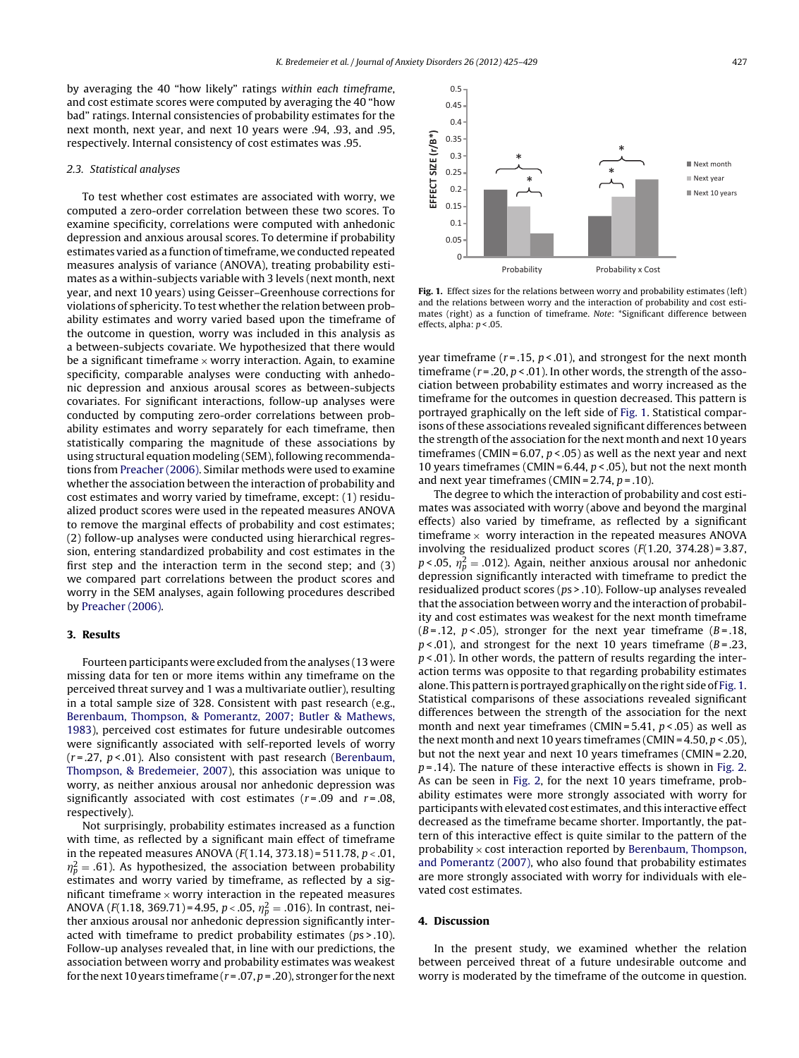by averaging the 40 "how likely" ratings *within each timeframe*, and cost estimate scores were computed by averaging the 40 "how bad" ratings. Internal consistencies of probability estimates for the next month, next year, and next 10 years were .94, .93, and .95, respectively. Internal consistency of cost estimates was .95.

### 2.3. Statistical analyses

To test whether cost estimates are associated with worry, we computed a zero-order correlation between these two scores. To examine specificity, correlations were computed with anhedonic depression and anxious arousal scores. To determine if probability estimates varied as a function of timeframe, we conducted repeated measures analysis of variance (ANOVA), treating probability estimates as a within-subjects variable with 3 levels (next month, next year, and next 10 years) using Geisser–Greenhouse corrections for violations of sphericity. To test whether the relation between probability estimates and worry varied based upon the timeframe of the outcome in question, worry was included in this analysis as a between-subjects covariate. We hypothesized that there would be a significant timeframe × worry interaction. Again, to examine specificity, comparable analyses were conducting with anhedonic depression and anxious arousal scores as between-subjects covariates. For significant interactions, follow-up analyses were conducted by computing zero-order correlations between probability estimates and worry separately for each timeframe, then statistically comparing the magnitude of these associations by using structural equation modeling (SEM), following recommendations from Preacher (2006). Similar methods were used to examine whether the association between the interaction of probability and cost estimates and worry varied by timeframe, except: (1) residualized product scores were used in the repeated measures ANOVA to remove the marginal effects of probability and cost estimates; (2) follow-up analyses were conducted using hierarchical regression, entering standardized probability and cost estimates in the first step and the interaction term in the second step; and (3) we compared part correlations between the product scores and worry in the SEM analyses, again following procedures described by Preacher (2006).

## 3. Results

Fourteen participants were excluded from the analyses (13 were missing data for ten or more items within any timeframe on the perceived threat survey and 1 was a multivariate outlier), resulting in a total sample size of 328. Consistent with past research (e.g., Berenbaum, Thompson, & Pomerantz, 2007; Butler & Mathews, 1983), perceived cost estimates for future undesirable outcomes were significantly associated with self-reported levels of worry ($r = .27$, $p < .01$). Also consistent with past research (Berenbaum, Thompson, & Bredemeier, 2007), this association was unique to worry, as neither anxious arousal nor anhedonic depression was significantly associated with cost estimates ($r = .09$ and $r = .08$, respectively).

Not surprisingly, probability estimates increased as a function with time, as reflected by a significant main effect of timeframe in the repeated measures ANOVA ($F(1.14, 373.18) = 511.78$, $p < .01$, $\eta_p^2 = .61$). As hypothesized, the association between probability estimates and worry varied by timeframe, as reflected by a significant timeframe × worry interaction in the repeated measures ANOVA ($F(1.18, 369.71) = 4.95$, $p < .05$, $\eta_p^2 = .016$). In contrast, neither anxious arousal nor anhedonic depression significantly interacted with timeframe to predict probability estimates ($ps > .10$). Follow-up analyses revealed that, in line with our predictions, the association between worry and probability estimates was weakest for the next 10 years timeframe ($r = .07$, $p = .20$), stronger for the next year timeframe ($r = .15$, $p < .01$), and strongest for the next month timeframe ($r = .20$, $p < .01$). In other words, the strength of the association between probability estimates and worry increased as the timeframe for the outcomes in question decreased. This pattern is portrayed graphically on the left side of Fig. 1. Statistical comparisons of these associations revealed significant differences between the strength of the association for the next month and next 10 years timeframes (CMIN = 6.07, $p < .05$) as well as the next year and next 10 years timeframes (CMIN = 6.44, $p < .05$), but not the next month and next year timeframes (CMIN = 2.74, $p = .10$).

**Fig. 1.** Effect sizes for the relations between worry and probability estimates (left) and the relations between worry and the interaction of probability and cost estimates (right) as a function of timeframe. *Note*: *Significant difference between effects, alpha: $p < .05$.

The degree to which the interaction of probability and cost estimates was associated with worry (above and beyond the marginal effects) also varied by timeframe, as reflected by a significant timeframe × worry interaction in the repeated measures ANOVA involving the residualized product scores ($F(1.20, 374.28) = 3.87$, $p < .05$, $\eta_p^2 = .012$). Again, neither anxious arousal nor anhedonic depression significantly interacted with timeframe to predict the residualized product scores ($ps > .10$). Follow-up analyses revealed that the association between worry and the interaction of probability and cost estimates was weakest for the next month timeframe ($B = .12$, $p < .05$), stronger for the next year timeframe ($B = .18$, $p < .01$), and strongest for the next 10 years timeframe ($B = .23$, $p < .01$). In other words, the pattern of results regarding the interaction terms was opposite to that regarding probability estimates alone. This pattern is portrayed graphically on the right side of Fig. 1. Statistical comparisons of these associations revealed significant differences between the strength of the association for the next month and next year timeframes (CMIN = 5.41, $p < .05$) as well as the next month and next 10 years timeframes (CMIN = 4.50, $p < .05$), but not the next year and next 10 years timeframes (CMIN = 2.20, $p = .14$). The nature of these interactive effects is shown in Fig. 2. As can be seen in Fig. 2, for the next 10 years timeframe, probability estimates were more strongly associated with worry for participants with elevated cost estimates, and this interactive effect decreased as the timeframe became shorter. Importantly, the pattern of this interactive effect is quite similar to the pattern of the probability × cost interaction reported by Berenbaum, Thompson, and Pomerantz (2007), who also found that probability estimates are more strongly associated with worry for individuals with elevated cost estimates.

## 4. Discussion

In the present study, we examined whether the relation between perceived threat of a future undesirable outcome and worry is moderated by the timeframe of the outcome in question.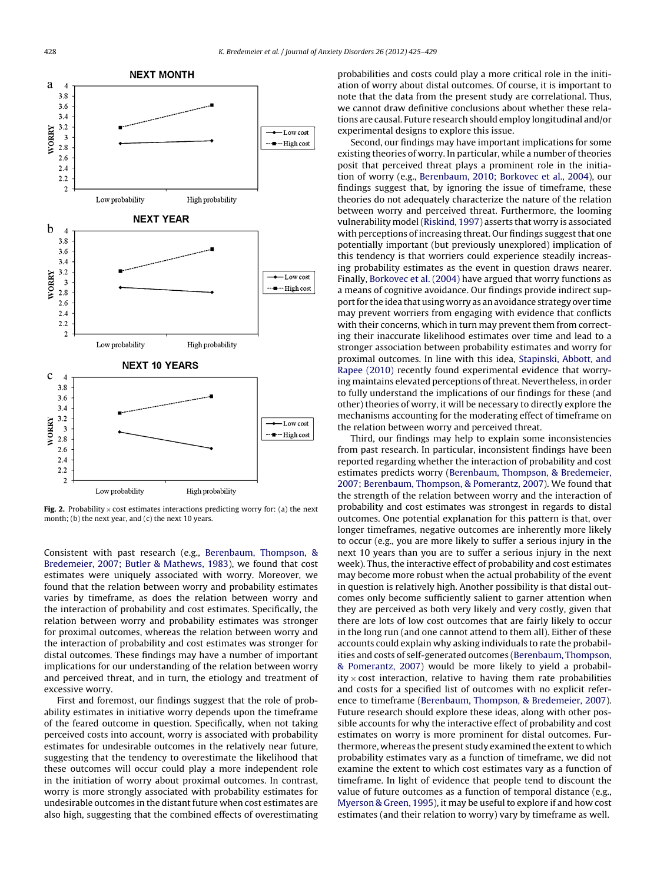**Fig. 2.** Probability × cost estimates interactions predicting worry for: (a) the next month; (b) the next year, and (c) the next 10 years.

Consistent with past research (e.g., Berenbaum, Thompson, & Bredemeier, 2007; Butler & Mathews, 1983), we found that cost estimates were uniquely associated with worry. Moreover, we found that the relation between worry and probability estimates varies by timeframe, as does the relation between worry and the interaction of probability and cost estimates. Specifically, the relation between worry and probability estimates was stronger for proximal outcomes, whereas the relation between worry and the interaction of probability and cost estimates was stronger for distal outcomes. These findings may have a number of important implications for our understanding of the relation between worry and perceived threat, and in turn, the etiology and treatment of excessive worry.

First and foremost, our findings suggest that the role of probability estimates in initiative worry depends upon the timeframe of the feared outcome in question. Specifically, when not taking perceived costs into account, worry is associated with probability estimates for undesirable outcomes in the relatively near future, suggesting that the tendency to overestimate the likelihood that these outcomes will occur could play a more independent role in the initiation of worry about proximal outcomes. In contrast, worry is more strongly associated with probability estimates for undesirable outcomes in the distant future when cost estimates are also high, suggesting that the combined effects of overestimating probabilities and costs could play a more critical role in the initiation of worry about distal outcomes. Of course, it is important to note that the data from the present study are correlational. Thus, we cannot draw definitive conclusions about whether these relations are causal. Future research should employ longitudinal and/or experimental designs to explore this issue.

Second, our findings may have important implications for some existing theories of worry. In particular, while a number of theories posit that perceived threat plays a prominent role in the initiation of worry (e.g., Berenbaum, 2010; Borkovec et al., 2004), our findings suggest that, by ignoring the issue of timeframe, these theories do not adequately characterize the nature of the relation between worry and perceived threat. Furthermore, the looming vulnerability model (Riskind, 1997) asserts that worry is associated with perceptions of increasing threat. Our findings suggest that one potentially important (but previously unexplored) implication of this tendency is that worriers could experience steadily increasing probability estimates as the event in question draws nearer. Finally, Borkovec et al. (2004) have argued that worry functions as a means of cognitive avoidance. Our findings provide indirect support for the idea that using worry as an avoidance strategy over time may prevent worriers from engaging with evidence that conflicts with their concerns, which in turn may prevent them from correcting their inaccurate likelihood estimates over time and lead to a stronger association between probability estimates and worry for proximal outcomes. In line with this idea, Stapinski, Abbott, and Rapee (2010) recently found experimental evidence that worrying maintains elevated perceptions of threat. Nevertheless, in order to fully understand the implications of our findings for these (and other) theories of worry, it will be necessary to directly explore the mechanisms accounting for the moderating effect of timeframe on the relation between worry and perceived threat.

Third, our findings may help to explain some inconsistencies from past research. In particular, inconsistent findings have been reported regarding whether the interaction of probability and cost estimates predicts worry (Berenbaum, Thompson, & Bredemeier, 2007; Berenbaum, Thompson, & Pomerantz, 2007). We found that the strength of the relation between worry and the interaction of probability and cost estimates was strongest in regards to distal outcomes. One potential explanation for this pattern is that, over longer timeframes, negative outcomes are inherently more likely to occur (e.g., you are more likely to suffer a serious injury in the next 10 years than you are to suffer a serious injury in the next week). Thus, the interactive effect of probability and cost estimates may become more robust when the actual probability of the event in question is relatively high. Another possibility is that distal outcomes only become sufficiently salient to garner attention when they are perceived as both very likely and very costly, given that there are lots of low cost outcomes that are fairly likely to occur in the long run (and one cannot attend to them all). Either of these accounts could explain why asking individuals to rate the probabilities and costs of self-generated outcomes (Berenbaum, Thompson, & Pomerantz, 2007) would be more likely to yield a probability × cost interaction, relative to having them rate probabilities and costs for a specified list of outcomes with no explicit reference to timeframe (Berenbaum, Thompson, & Bredemeier, 2007). Future research should explore these ideas, along with other possible accounts for why the interactive effect of probability and cost estimates on worry is more prominent for distal outcomes. Furthermore, whereas the present study examined the extent to which probability estimates vary as a function of timeframe, we did not examine the extent to which cost estimates vary as a function of timeframe. In light of evidence that people tend to discount the value of future outcomes as a function of temporal distance (e.g., Myerson & Green, 1995), it may be useful to explore if and how cost estimates (and their relation to worry) vary by timeframe as well.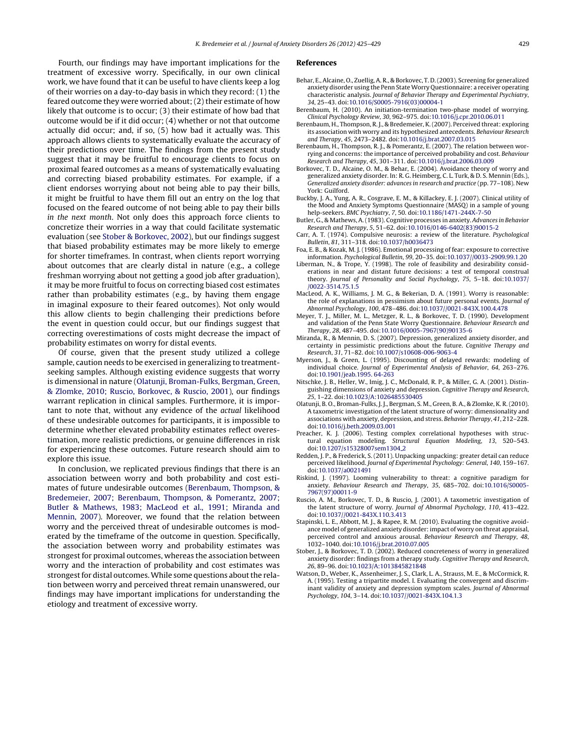Fourth, our findings may have important implications for the treatment of excessive worry. Specifically, in our own clinical work, we have found that it can be useful to have clients keep a log of their worries on a day-to-day basis in which they record: (1) the feared outcome they were worried about; (2) their estimate of how likely that outcome is to occur; (3) their estimate of how bad that outcome would be if it did occur; (4) whether or not that outcome actually did occur; and, if so, (5) how bad it actually was. This approach allows clients to systematically evaluate the accuracy of their predictions over time. The findings from the present study suggest that it may be fruitful to encourage clients to focus on proximal feared outcomes as a means of systematically evaluating and correcting biased probability estimates. For example, if a client endorses worrying about not being able to pay their bills, it might be fruitful to have them fill out an entry on the log that focused on the feared outcome of not being able to pay their bills *in the next month*. Not only does this approach force clients to concretize their worries in a way that could facilitate systematic evaluation (see Stober & Borkovec, 2002), but our findings suggest that biased probability estimates may be more likely to emerge for shorter timeframes. In contrast, when clients report worrying about outcomes that are clearly distal in nature (e.g., a college freshman worrying about not getting a good job after graduation), it may be more fruitful to focus on correcting biased cost estimates rather than probability estimates (e.g., by having them engage in imaginal exposure to their feared outcomes). Not only would this allow clients to begin challenging their predictions before the event in question could occur, but our findings suggest that correcting overestimations of costs might decrease the impact of probability estimates on worry for distal events.

Of course, given that the present study utilized a college sample, caution needs to be exercised in generalizing to treatment-seeking samples. Although existing evidence suggests that worry is dimensional in nature (Olatunji, Broman-Fulks, Bergman, Green, & Zlomke, 2010; Ruscio, Borkovec, & Ruscio, 2001), our findings warrant replication in clinical samples. Furthermore, it is important to note that, without any evidence of the *actual* likelihood of these undesirable outcomes for participants, it is impossible to determine whether elevated probability estimates reflect overestimation, more realistic predictions, or genuine differences in risk for experiencing these outcomes. Future research should aim to explore this issue.

In conclusion, we replicated previous findings that there is an association between worry and both probability and cost estimates of future undesirable outcomes (Berenbaum, Thompson, & Bredemeier, 2007; Berenbaum, Thompson, & Pomerantz, 2007; Butler & Mathews, 1983; MacLeod et al., 1991; Miranda and Mennin, 2007). Moreover, we found that the relation between worry and the perceived threat of undesirable outcomes is moderated by the timeframe of the outcome in question. Specifically, the association between worry and probability estimates was strongest for proximal outcomes, whereas the association between worry and the interaction of probability and cost estimates was strongest for distal outcomes. While some questions about the relation between worry and perceived threat remain unanswered, our findings may have important implications for understanding the etiology and treatment of excessive worry.

## References

Behar, E., Alcaine, O., Zuellig, A. R., & Borkovec, T. D. (2003). Screening for generalized anxiety disorder using the Penn State Worry Questionnaire: a receiver operating characteristic analysis. *Journal of Behavior Therapy and Experimental Psychiatry*, *34*, 25–43. doi:10.1016/S0005-7916(03)00004-1

Berenbaum, H. (2010). An initiation-termination two-phase model of worrying. *Clinical Psychology Review*, *30*, 962–975. doi:10.1016/j.cpr.2010.06.011

Berenbaum, H., Thompson, R. J., & Bredemeier, K. (2007). Perceived threat: exploring its association with worry and its hypothesized antecedents. *Behaviour Research and Therapy*, *45*, 2473–2482. doi:10.1016/j.brat.2007.03.015

Berenbaum, H., Thompson, R. J., & Pomerantz, E. (2007). The relation between worrying and concerns: the importance of perceived probability and cost. *Behaviour Research and Therapy*, *45*, 301–311. doi:10.1016/j.brat.2006.03.009

Borkovec, T. D., Alcaine, O. M., & Behar, E. (2004). Avoidance theory of worry and generalized anxiety disorder. In: R. G. Heimberg, C. L. Turk, & D. S. Mennin (Eds.), *Generalized anxiety disorder: advances in research and practice* (pp. 77–108). New York: Guilford.

Buckby, J. A., Yung, A. R., Cosgrave, E. M., & Killackey, E. J. (2007). Clinical utility of the Mood and Anxiety Symptoms Questionnaire (MASQ) in a sample of young help-seekers. *BMC Psychiatry*, *7*, 50. doi:10.1186/1471-244X-7-50

Butler, G., & Mathews, A. (1983). Cognitive processes in anxiety. *Advances in Behavior Research and Therapy*, *5*, 51–62. doi:10.1016/0146-6402(83)90015-2

Carr, A. T. (1974). Compulsive neurosis: a review of the literature. *Psychological Bulletin*, *81*, 311–318. doi:10.1037/h0036473

Foa, E. B., & Kozak, M. J. (1986). Emotional processing of fear: exposure to corrective information. *Psychological Bulletin*, *99*, 20–35. doi:10.1037//0033-2909.99.1.20

Liberman, N., & Trope, Y. (1998). The role of feasibility and desirability considerations in near and distant future decisions: a test of temporal construal theory. *Journal of Personality and Social Psychology*, *75*, 5–18. doi:10.1037//0022-3514.75.1.5

MacLeod, A. K., Williams, J. M. G., & Bekerian, D. A. (1991). Worry is reasonable: the role of explanations in pessimism about future personal events. *Journal of Abnormal Psychology*, *100*, 478–486. doi:10.1037//0021-843X.100.4.478

Meyer, T. J., Miller, M. L., Metzger, R. L., & Borkovec, T. D. (1990). Development and validation of the Penn State Worry Questionnaire. *Behaviour Research and Therapy*, *28*, 487–495. doi:10.1016/0005-7967(90)90135-6

Miranda, R., & Mennin, D. S. (2007). Depression, generalized anxiety disorder, and certainty in pessimistic predictions about the future. *Cognitive Therapy and Research*, *31*, 71–82. doi:10.1007/s10608-006-9063-4

Myerson, J., & Green, L. (1995). Discounting of delayed rewards: modeling of individual choice. *Journal of Experimental Analysis of Behavior*, *64*, 263–276. doi:10.1901/jeab.1995. 64-263

Nitschke, J. B., Heller, W., Imig, J. C., McDonald, R. P., & Miller, G. A. (2001). Distinguishing dimensions of anxiety and depression. *Cognitive Therapy and Research*, *25*, 1–22. doi:10.1023/A:1026485530405

Olatunji, B. O., Broman-Fulks, J. J., Bergman, S. M., Green, B. A., & Zlomke, K. R. (2010). A taxometric investigation of the latent structure of worry: dimensionality and associations with anxiety, depression, and stress. *Behavior Therapy*, *41*, 212–228. doi:10.1016/j.beth.2009.03.001

Preacher, K. J. (2006). Testing complex correlational hypotheses with structural equation modeling. *Structural Equation Modeling*, *13*, 520–543. doi:10.1207/s15328007sem1304_2

Redden, J. P., & Frederick, S. (2011). Unpacking unpacking: greater detail can reduce perceived likelihood. *Journal of Experimental Psychology: General*, *140*, 159–167. doi:10.1037/a0021491

Riskind, J. (1997). Looming vulnerability to threat: a cognitive paradigm for anxiety. *Behaviour Research and Therapy*, *35*, 685–702. doi:10.1016/S0005-7967(97)00011-9

Ruscio, A. M., Borkovec, T. D., & Ruscio, J. (2001). A taxometric investigation of the latent structure of worry. *Journal of Abnormal Psychology*, *110*, 413–422. doi:10.1037//0021-843X.110.3.413

Stapinski, L. E., Abbott, M. J., & Rapee, R. M. (2010). Evaluating the cognitive avoidance model of generalized anxiety disorder: impact of worry on threat appraisal, perceived control and anxious arousal. *Behaviour Research and Therapy*, *48*, 1032–1040. doi:10.1016/j.brat.2010.07.005

Stober, J., & Borkovec, T. D. (2002). Reduced concreteness of worry in generalized anxiety disorder: findings from a therapy study. *Cognitive Therapy and Research*, *26*, 89–96. doi:10.1023/A:1013845821848

Watson, D., Weber, K., Assenheimer, J. S., Clark, L. A., Strauss, M. E., & McCormick, R. A. (1995). Testing a tripartite model. I. Evaluating the convergent and discriminant validity of anxiety and depression symptom scales. *Journal of Abnormal Psychology*, *104*, 3–14. doi:10.1037//0021-843X.104.1.3